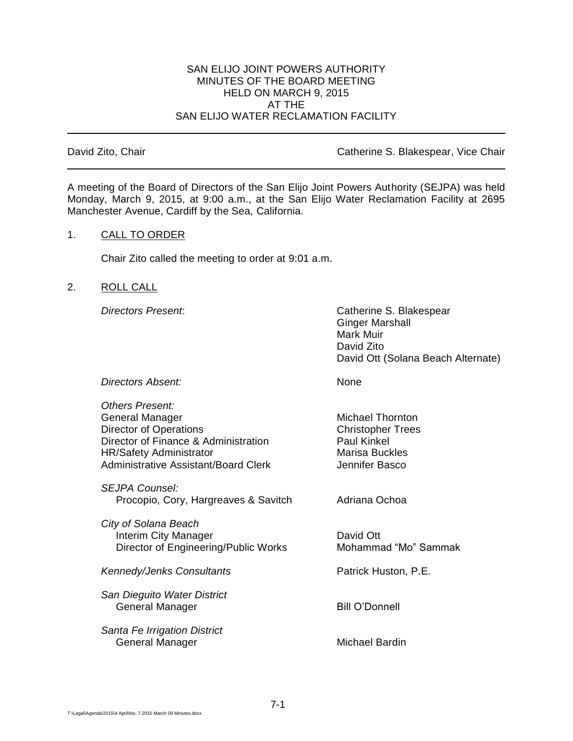SAN ELIJO JOINT POWERS AUTHORITY
MINUTES OF THE BOARD MEETING
HELD ON MARCH 9, 2015
AT THE
SAN ELIJO WATER RECLAMATION FACILITY

---

David Zito, Chair — Catherine S. Blakespear, Vice Chair

---

A meeting of the Board of Directors of the San Elijo Joint Powers Authority (SEJPA) was held Monday, March 9, 2015, at 9:00 a.m., at the San Elijo Water Reclamation Facility at 2695 Manchester Avenue, Cardiff by the Sea, California.

1. CALL TO ORDER

   Chair Zito called the meeting to order at 9:01 a.m.

2. ROLL CALL

| | |
|---|---|
| *Directors Present*: | Catherine S. Blakespear<br>Ginger Marshall<br>Mark Muir<br>David Zito<br>David Ott (Solana Beach Alternate) |
| *Directors Absent:* | None |
| *Others Present:* | |
| General Manager | Michael Thornton |
| Director of Operations | Christopher Trees |
| Director of Finance & Administration | Paul Kinkel |
| HR/Safety Administrator | Marisa Buckles |
| Administrative Assistant/Board Clerk | Jennifer Basco |
| *SEJPA Counsel:* | |
| Procopio, Cory, Hargreaves & Savitch | Adriana Ochoa |
| *City of Solana Beach* | |
| Interim City Manager | David Ott |
| Director of Engineering/Public Works | Mohammad "Mo" Sammak |
| *Kennedy/Jenks Consultants* | Patrick Huston, P.E. |
| *San Dieguito Water District* | |
| General Manager | Bill O'Donnell |
| *Santa Fe Irrigation District* | |
| General Manager | Michael Bardin |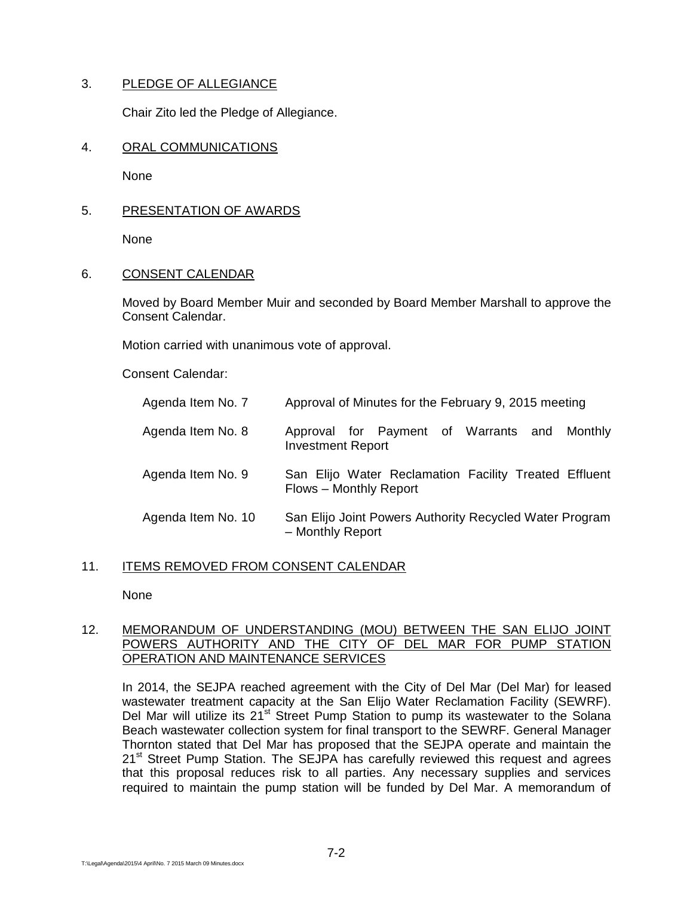3. PLEDGE OF ALLEGIANCE

Chair Zito led the Pledge of Allegiance.

4. ORAL COMMUNICATIONS

None

5. PRESENTATION OF AWARDS

None

6. CONSENT CALENDAR

Moved by Board Member Muir and seconded by Board Member Marshall to approve the Consent Calendar.

Motion carried with unanimous vote of approval.

Consent Calendar:

| | |
|---|---|
| Agenda Item No. 7 | Approval of Minutes for the February 9, 2015 meeting |
| Agenda Item No. 8 | Approval for Payment of Warrants and Monthly Investment Report |
| Agenda Item No. 9 | San Elijo Water Reclamation Facility Treated Effluent Flows – Monthly Report |
| Agenda Item No. 10 | San Elijo Joint Powers Authority Recycled Water Program – Monthly Report |

11. ITEMS REMOVED FROM CONSENT CALENDAR

None

12. MEMORANDUM OF UNDERSTANDING (MOU) BETWEEN THE SAN ELIJO JOINT POWERS AUTHORITY AND THE CITY OF DEL MAR FOR PUMP STATION OPERATION AND MAINTENANCE SERVICES

In 2014, the SEJPA reached agreement with the City of Del Mar (Del Mar) for leased wastewater treatment capacity at the San Elijo Water Reclamation Facility (SEWRF). Del Mar will utilize its 21st Street Pump Station to pump its wastewater to the Solana Beach wastewater collection system for final transport to the SEWRF. General Manager Thornton stated that Del Mar has proposed that the SEJPA operate and maintain the 21st Street Pump Station. The SEJPA has carefully reviewed this request and agrees that this proposal reduces risk to all parties. Any necessary supplies and services required to maintain the pump station will be funded by Del Mar. A memorandum of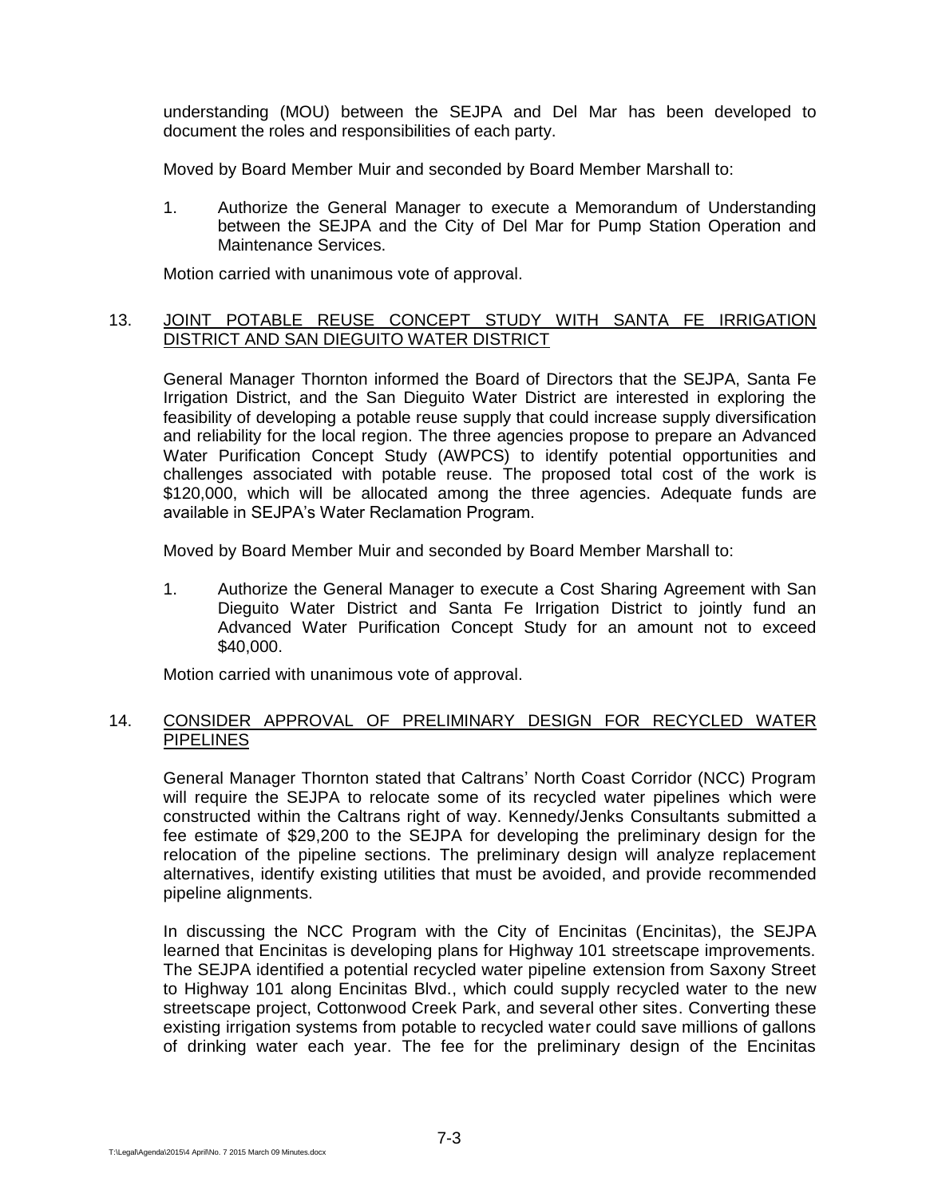understanding (MOU) between the SEJPA and Del Mar has been developed to document the roles and responsibilities of each party.

Moved by Board Member Muir and seconded by Board Member Marshall to:

1. Authorize the General Manager to execute a Memorandum of Understanding between the SEJPA and the City of Del Mar for Pump Station Operation and Maintenance Services.

Motion carried with unanimous vote of approval.

13. <u>JOINT POTABLE REUSE CONCEPT STUDY WITH SANTA FE IRRIGATION DISTRICT AND SAN DIEGUITO WATER DISTRICT</u>

General Manager Thornton informed the Board of Directors that the SEJPA, Santa Fe Irrigation District, and the San Dieguito Water District are interested in exploring the feasibility of developing a potable reuse supply that could increase supply diversification and reliability for the local region. The three agencies propose to prepare an Advanced Water Purification Concept Study (AWPCS) to identify potential opportunities and challenges associated with potable reuse. The proposed total cost of the work is \$120,000, which will be allocated among the three agencies. Adequate funds are available in SEJPA's Water Reclamation Program.

Moved by Board Member Muir and seconded by Board Member Marshall to:

1. Authorize the General Manager to execute a Cost Sharing Agreement with San Dieguito Water District and Santa Fe Irrigation District to jointly fund an Advanced Water Purification Concept Study for an amount not to exceed \$40,000.

Motion carried with unanimous vote of approval.

14. <u>CONSIDER APPROVAL OF PRELIMINARY DESIGN FOR RECYCLED WATER PIPELINES</u>

General Manager Thornton stated that Caltrans' North Coast Corridor (NCC) Program will require the SEJPA to relocate some of its recycled water pipelines which were constructed within the Caltrans right of way. Kennedy/Jenks Consultants submitted a fee estimate of \$29,200 to the SEJPA for developing the preliminary design for the relocation of the pipeline sections. The preliminary design will analyze replacement alternatives, identify existing utilities that must be avoided, and provide recommended pipeline alignments.

In discussing the NCC Program with the City of Encinitas (Encinitas), the SEJPA learned that Encinitas is developing plans for Highway 101 streetscape improvements. The SEJPA identified a potential recycled water pipeline extension from Saxony Street to Highway 101 along Encinitas Blvd., which could supply recycled water to the new streetscape project, Cottonwood Creek Park, and several other sites. Converting these existing irrigation systems from potable to recycled water could save millions of gallons of drinking water each year. The fee for the preliminary design of the Encinitas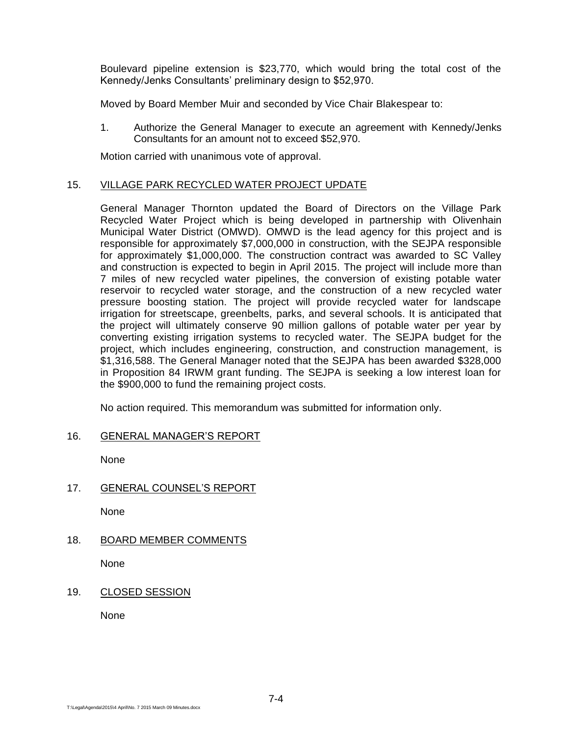Boulevard pipeline extension is $23,770, which would bring the total cost of the Kennedy/Jenks Consultants' preliminary design to $52,970.

Moved by Board Member Muir and seconded by Vice Chair Blakespear to:

1. Authorize the General Manager to execute an agreement with Kennedy/Jenks Consultants for an amount not to exceed $52,970.

Motion carried with unanimous vote of approval.

15. <u>VILLAGE PARK RECYCLED WATER PROJECT UPDATE</u>

General Manager Thornton updated the Board of Directors on the Village Park Recycled Water Project which is being developed in partnership with Olivenhain Municipal Water District (OMWD). OMWD is the lead agency for this project and is responsible for approximately $7,000,000 in construction, with the SEJPA responsible for approximately $1,000,000. The construction contract was awarded to SC Valley and construction is expected to begin in April 2015. The project will include more than 7 miles of new recycled water pipelines, the conversion of existing potable water reservoir to recycled water storage, and the construction of a new recycled water pressure boosting station. The project will provide recycled water for landscape irrigation for streetscape, greenbelts, parks, and several schools. It is anticipated that the project will ultimately conserve 90 million gallons of potable water per year by converting existing irrigation systems to recycled water. The SEJPA budget for the project, which includes engineering, construction, and construction management, is $1,316,588. The General Manager noted that the SEJPA has been awarded $328,000 in Proposition 84 IRWM grant funding. The SEJPA is seeking a low interest loan for the $900,000 to fund the remaining project costs.

No action required. This memorandum was submitted for information only.

16. <u>GENERAL MANAGER'S REPORT</u>

None

17. <u>GENERAL COUNSEL'S REPORT</u>

None

18. <u>BOARD MEMBER COMMENTS</u>

None

19. <u>CLOSED SESSION</u>

None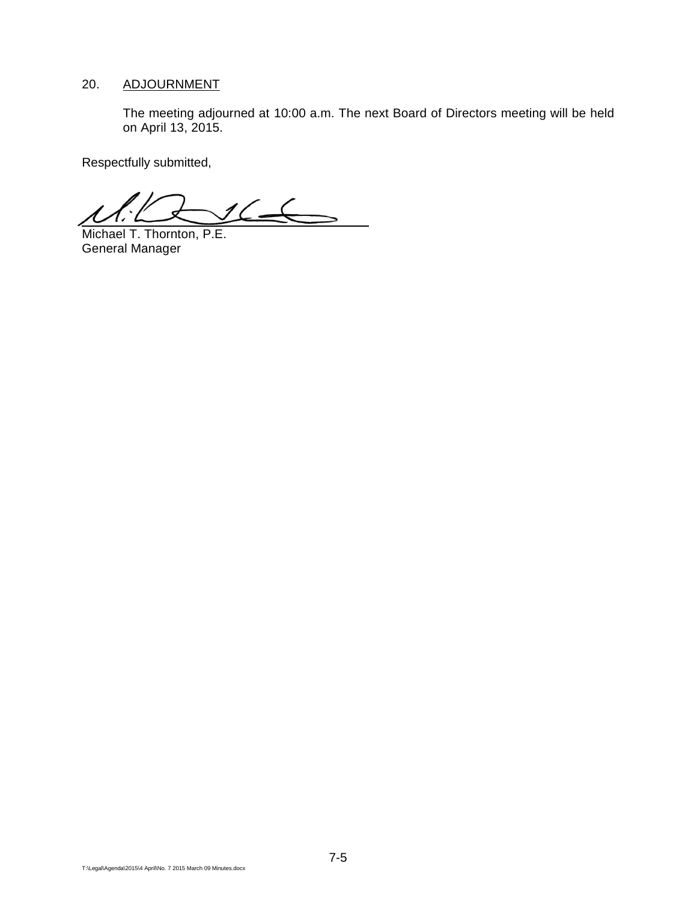20. <u>ADJOURNMENT</u>

The meeting adjourned at 10:00 a.m. The next Board of Directors meeting will be held on April 13, 2015.

Respectfully submitted,

Michael T. Thornton, P.E.
General Manager